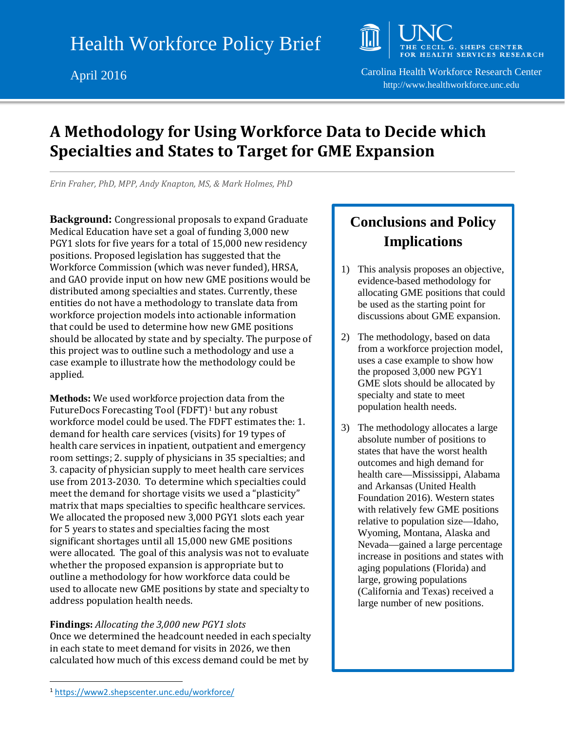Health Workforce Policy Brief

April 2016

THE CECIL G. SHEPS CENTER FOR HEALTH SERVICES RESEARCH

Carolina Health Workforce Research Center

http://www.healthworkforce.unc.edu

# A Methodology for Using Workforce Data to Decide which Specialties and States to Target for GME Expansion

*Erin Fraher, PhD, MPP, Andy Knapton, MS, & Mark Holmes, PhD*

**Background:** Congressional proposals to expand Graduate Medical Education have set a goal of funding 3,000 new PGY1 slots for five years for a total of 15,000 new residency positions. Proposed legislation has suggested that the Workforce Commission (which was never funded), HRSA, and GAO provide input on how new GME positions would be distributed among specialties and states. Currently, these entities do not have a methodology to translate data from workforce projection models into actionable information that could be used to determine how new GME positions should be allocated by state and by specialty. The purpose of this project was to outline such a methodology and use a case example to illustrate how the methodology could be applied.

**Methods:** We used workforce projection data from the FutureDocs Forecasting Tool (FDFT)[1] but any robust workforce model could be used. The FDFT estimates the: 1. demand for health care services (visits) for 19 types of health care services in inpatient, outpatient and emergency room settings; 2. supply of physicians in 35 specialties; and 3. capacity of physician supply to meet health care services use from 2013-2030. To determine which specialties could meet the demand for shortage visits we used a "plasticity" matrix that maps specialties to specific healthcare services. We allocated the proposed new 3,000 PGY1 slots each year for 5 years to states and specialties facing the most significant shortages until all 15,000 new GME positions were allocated. The goal of this analysis was not to evaluate whether the proposed expansion is appropriate but to outline a methodology for how workforce data could be used to allocate new GME positions by state and specialty to address population health needs.

**Findings:** *Allocating the 3,000 new PGY1 slots*
Once we determined the headcount needed in each specialty in each state to meet demand for visits in 2026, we then calculated how much of this excess demand could be met by

## Conclusions and Policy Implications

1) This analysis proposes an objective, evidence-based methodology for allocating GME positions that could be used as the starting point for discussions about GME expansion.

2) The methodology, based on data from a workforce projection model, uses a case example to show how the proposed 3,000 new PGY1 GME slots should be allocated by specialty and state to meet population health needs.

3) The methodology allocates a large absolute number of positions to states that have the worst health outcomes and high demand for health care—Mississippi, Alabama and Arkansas (United Health Foundation 2016). Western states with relatively few GME positions relative to population size—Idaho, Wyoming, Montana, Alaska and Nevada—gained a large percentage increase in positions and states with aging populations (Florida) and large, growing populations (California and Texas) received a large number of new positions.

---

[1] https://www2.shepscenter.unc.edu/workforce/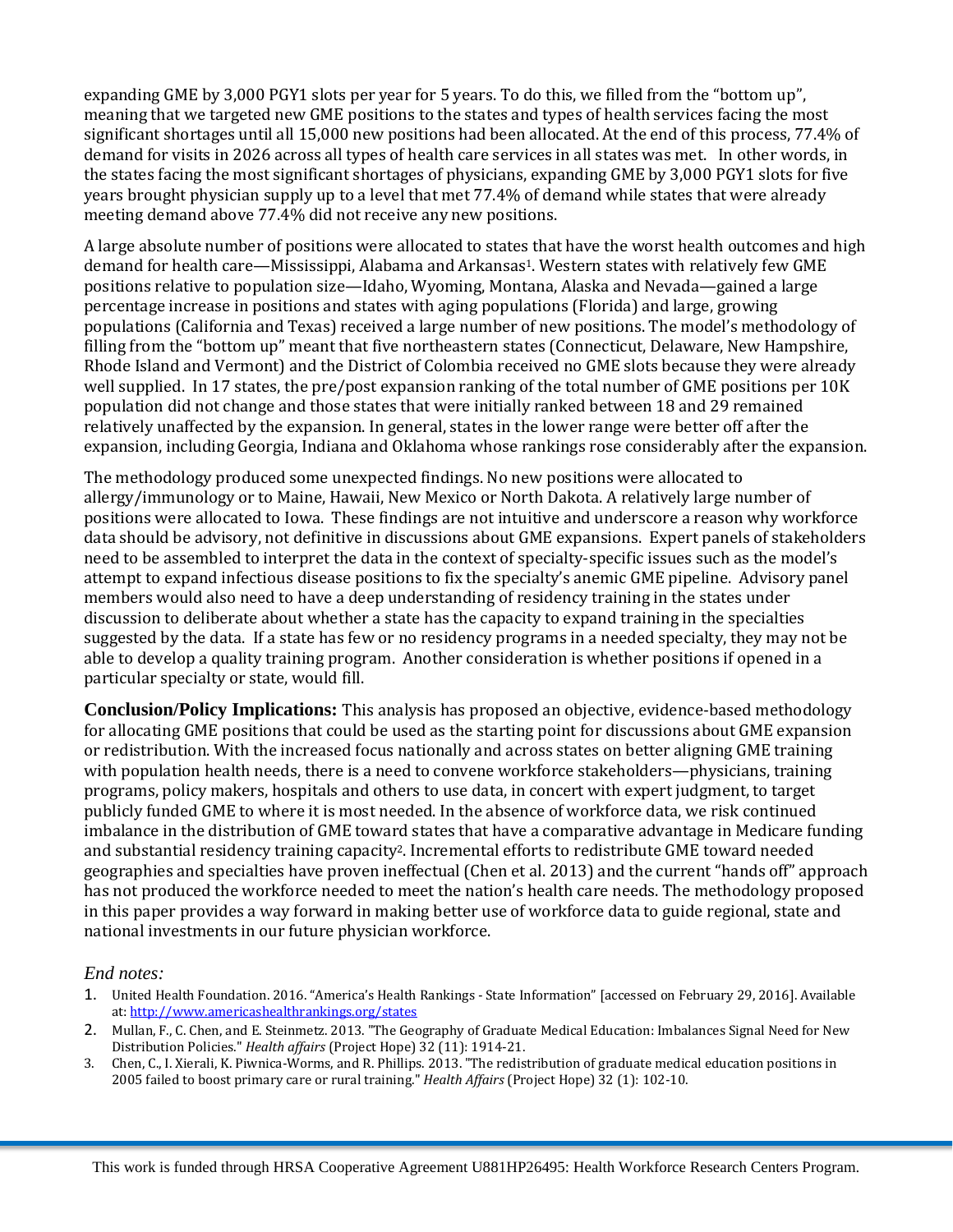expanding GME by 3,000 PGY1 slots per year for 5 years. To do this, we filled from the "bottom up", meaning that we targeted new GME positions to the states and types of health services facing the most significant shortages until all 15,000 new positions had been allocated. At the end of this process, 77.4% of demand for visits in 2026 across all types of health care services in all states was met. In other words, in the states facing the most significant shortages of physicians, expanding GME by 3,000 PGY1 slots for five years brought physician supply up to a level that met 77.4% of demand while states that were already meeting demand above 77.4% did not receive any new positions.

A large absolute number of positions were allocated to states that have the worst health outcomes and high demand for health care—Mississippi, Alabama and Arkansas[1]. Western states with relatively few GME positions relative to population size—Idaho, Wyoming, Montana, Alaska and Nevada—gained a large percentage increase in positions and states with aging populations (Florida) and large, growing populations (California and Texas) received a large number of new positions. The model's methodology of filling from the "bottom up" meant that five northeastern states (Connecticut, Delaware, New Hampshire, Rhode Island and Vermont) and the District of Colombia received no GME slots because they were already well supplied. In 17 states, the pre/post expansion ranking of the total number of GME positions per 10K population did not change and those states that were initially ranked between 18 and 29 remained relatively unaffected by the expansion. In general, states in the lower range were better off after the expansion, including Georgia, Indiana and Oklahoma whose rankings rose considerably after the expansion.

The methodology produced some unexpected findings. No new positions were allocated to allergy/immunology or to Maine, Hawaii, New Mexico or North Dakota. A relatively large number of positions were allocated to Iowa. These findings are not intuitive and underscore a reason why workforce data should be advisory, not definitive in discussions about GME expansions. Expert panels of stakeholders need to be assembled to interpret the data in the context of specialty-specific issues such as the model's attempt to expand infectious disease positions to fix the specialty's anemic GME pipeline. Advisory panel members would also need to have a deep understanding of residency training in the states under discussion to deliberate about whether a state has the capacity to expand training in the specialties suggested by the data. If a state has few or no residency programs in a needed specialty, they may not be able to develop a quality training program. Another consideration is whether positions if opened in a particular specialty or state, would fill.

**Conclusion/Policy Implications:** This analysis has proposed an objective, evidence-based methodology for allocating GME positions that could be used as the starting point for discussions about GME expansion or redistribution. With the increased focus nationally and across states on better aligning GME training with population health needs, there is a need to convene workforce stakeholders—physicians, training programs, policy makers, hospitals and others to use data, in concert with expert judgment, to target publicly funded GME to where it is most needed. In the absence of workforce data, we risk continued imbalance in the distribution of GME toward states that have a comparative advantage in Medicare funding and substantial residency training capacity[2]. Incremental efforts to redistribute GME toward needed geographies and specialties have proven ineffectual (Chen et al. 2013) and the current "hands off" approach has not produced the workforce needed to meet the nation's health care needs. The methodology proposed in this paper provides a way forward in making better use of workforce data to guide regional, state and national investments in our future physician workforce.

*End notes:*

1. United Health Foundation. 2016. "America's Health Rankings - State Information" [accessed on February 29, 2016]. Available at: http://www.americashealthrankings.org/states
2. Mullan, F., C. Chen, and E. Steinmetz. 2013. "The Geography of Graduate Medical Education: Imbalances Signal Need for New Distribution Policies." *Health affairs* (Project Hope) 32 (11): 1914-21.
3. Chen, C., I. Xierali, K. Piwnica-Worms, and R. Phillips. 2013. "The redistribution of graduate medical education positions in 2005 failed to boost primary care or rural training." *Health Affairs* (Project Hope) 32 (1): 102-10.

This work is funded through HRSA Cooperative Agreement U881HP26495: Health Workforce Research Centers Program.